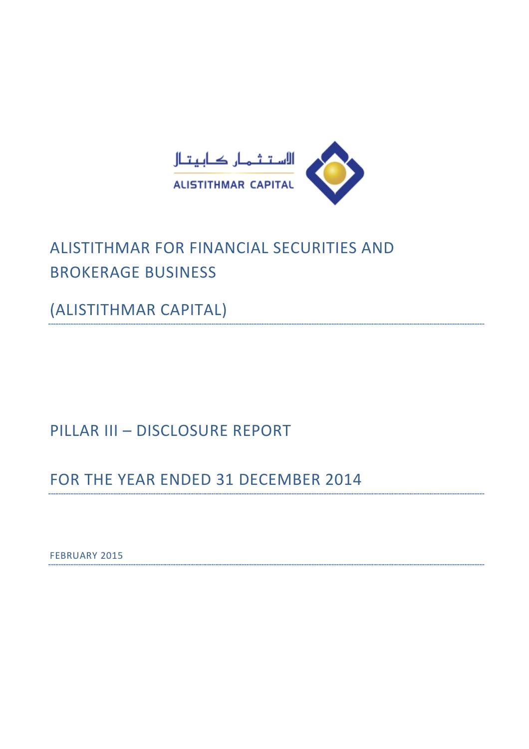الاستثمار كابيتال

ALISTITHMAR CAPITAL

# ALISTITHMAR FOR FINANCIAL SECURITIES AND BROKERAGE BUSINESS

# (ALISTITHMAR CAPITAL)

## PILLAR III – DISCLOSURE REPORT

## FOR THE YEAR ENDED 31 DECEMBER 2014

FEBRUARY 2015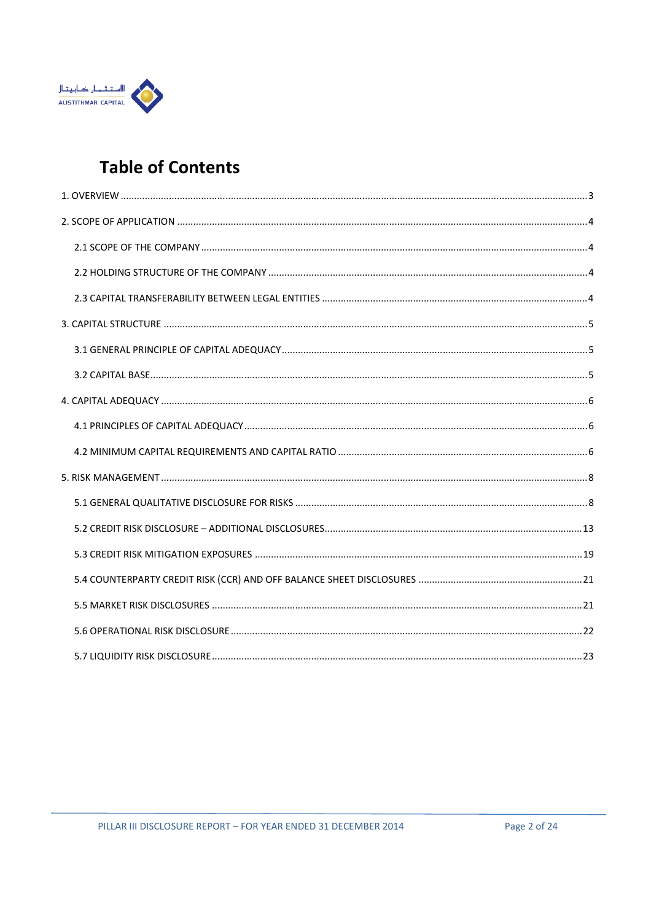# Table of Contents

1. OVERVIEW ..... 3

2. SCOPE OF APPLICATION ..... 4

   2.1 SCOPE OF THE COMPANY ..... 4

   2.2 HOLDING STRUCTURE OF THE COMPANY ..... 4

   2.3 CAPITAL TRANSFERABILITY BETWEEN LEGAL ENTITIES ..... 4

3. CAPITAL STRUCTURE ..... 5

   3.1 GENERAL PRINCIPLE OF CAPITAL ADEQUACY ..... 5

   3.2 CAPITAL BASE ..... 5

4. CAPITAL ADEQUACY ..... 6

   4.1 PRINCIPLES OF CAPITAL ADEQUACY ..... 6

   4.2 MINIMUM CAPITAL REQUIREMENTS AND CAPITAL RATIO ..... 6

5. RISK MANAGEMENT ..... 8

   5.1 GENERAL QUALITATIVE DISCLOSURE FOR RISKS ..... 8

   5.2 CREDIT RISK DISCLOSURE – ADDITIONAL DISCLOSURES ..... 13

   5.3 CREDIT RISK MITIGATION EXPOSURES ..... 19

   5.4 COUNTERPARTY CREDIT RISK (CCR) AND OFF BALANCE SHEET DISCLOSURES ..... 21

   5.5 MARKET RISK DISCLOSURES ..... 21

   5.6 OPERATIONAL RISK DISCLOSURE ..... 22

   5.7 LIQUIDITY RISK DISCLOSURE ..... 23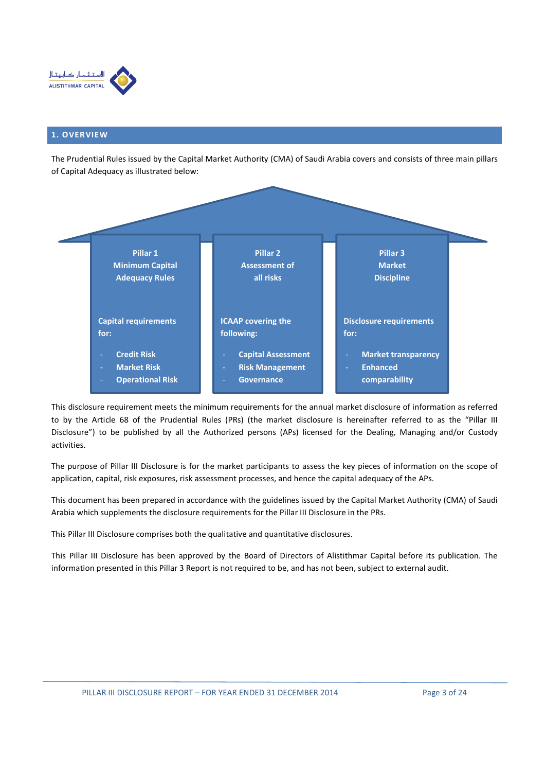## 1. OVERVIEW

The Prudential Rules issued by the Capital Market Authority (CMA) of Saudi Arabia covers and consists of three main pillars of Capital Adequacy as illustrated below:

| Pillar 1<br>Minimum Capital Adequacy Rules | Pillar 2<br>Assessment of all risks | Pillar 3<br>Market Discipline |
|---|---|---|
| Capital requirements for:<br>- Credit Risk<br>- Market Risk<br>- Operational Risk | ICAAP covering the following:<br>- Capital Assessment<br>- Risk Management<br>- Governance | Disclosure requirements for:<br>- Market transparency<br>- Enhanced comparability |

This disclosure requirement meets the minimum requirements for the annual market disclosure of information as referred to by the Article 68 of the Prudential Rules (PRs) (the market disclosure is hereinafter referred to as the "Pillar III Disclosure") to be published by all the Authorized persons (APs) licensed for the Dealing, Managing and/or Custody activities.

The purpose of Pillar III Disclosure is for the market participants to assess the key pieces of information on the scope of application, capital, risk exposures, risk assessment processes, and hence the capital adequacy of the APs.

This document has been prepared in accordance with the guidelines issued by the Capital Market Authority (CMA) of Saudi Arabia which supplements the disclosure requirements for the Pillar III Disclosure in the PRs.

This Pillar III Disclosure comprises both the qualitative and quantitative disclosures.

This Pillar III Disclosure has been approved by the Board of Directors of Alistithmar Capital before its publication. The information presented in this Pillar 3 Report is not required to be, and has not been, subject to external audit.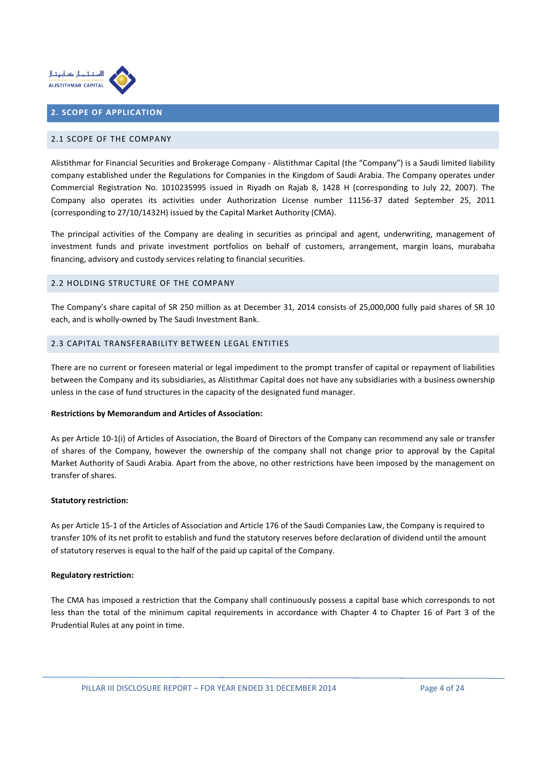## 2. SCOPE OF APPLICATION

### 2.1 SCOPE OF THE COMPANY

Alistithmar for Financial Securities and Brokerage Company - Alistithmar Capital (the "Company") is a Saudi limited liability company established under the Regulations for Companies in the Kingdom of Saudi Arabia. The Company operates under Commercial Registration No. 1010235995 issued in Riyadh on Rajab 8, 1428 H (corresponding to July 22, 2007). The Company also operates its activities under Authorization License number 11156-37 dated September 25, 2011 (corresponding to 27/10/1432H) issued by the Capital Market Authority (CMA).

The principal activities of the Company are dealing in securities as principal and agent, underwriting, management of investment funds and private investment portfolios on behalf of customers, arrangement, margin loans, murabaha financing, advisory and custody services relating to financial securities.

### 2.2 HOLDING STRUCTURE OF THE COMPANY

The Company's share capital of SR 250 million as at December 31, 2014 consists of 25,000,000 fully paid shares of SR 10 each, and is wholly-owned by The Saudi Investment Bank.

### 2.3 CAPITAL TRANSFERABILITY BETWEEN LEGAL ENTITIES

There are no current or foreseen material or legal impediment to the prompt transfer of capital or repayment of liabilities between the Company and its subsidiaries, as Alistithmar Capital does not have any subsidiaries with a business ownership unless in the case of fund structures in the capacity of the designated fund manager.

**Restrictions by Memorandum and Articles of Association:**

As per Article 10-1(i) of Articles of Association, the Board of Directors of the Company can recommend any sale or transfer of shares of the Company, however the ownership of the company shall not change prior to approval by the Capital Market Authority of Saudi Arabia. Apart from the above, no other restrictions have been imposed by the management on transfer of shares.

**Statutory restriction:**

As per Article 15-1 of the Articles of Association and Article 176 of the Saudi Companies Law, the Company is required to transfer 10% of its net profit to establish and fund the statutory reserves before declaration of dividend until the amount of statutory reserves is equal to the half of the paid up capital of the Company.

**Regulatory restriction:**

The CMA has imposed a restriction that the Company shall continuously possess a capital base which corresponds to not less than the total of the minimum capital requirements in accordance with Chapter 4 to Chapter 16 of Part 3 of the Prudential Rules at any point in time.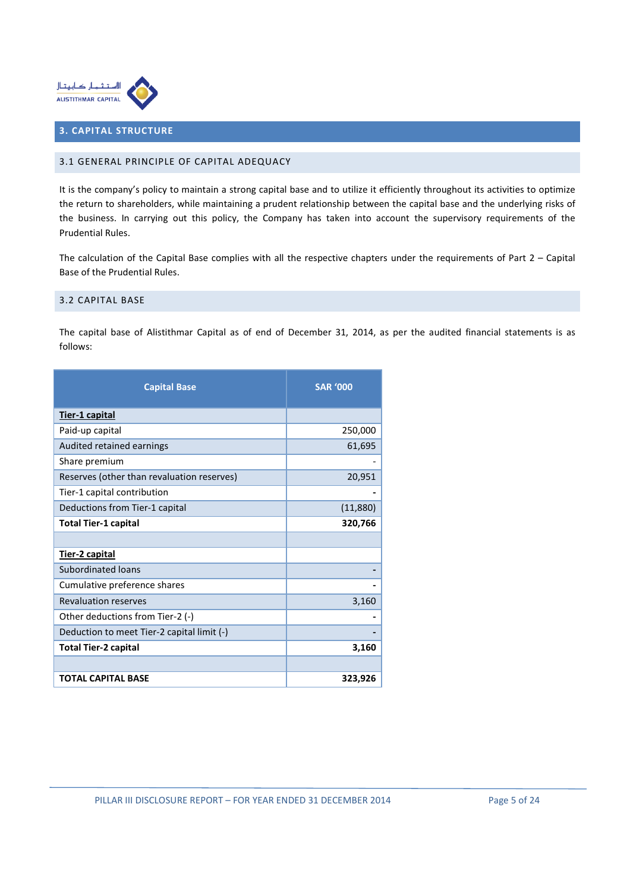## 3. CAPITAL STRUCTURE

### 3.1 GENERAL PRINCIPLE OF CAPITAL ADEQUACY

It is the company's policy to maintain a strong capital base and to utilize it efficiently throughout its activities to optimize the return to shareholders, while maintaining a prudent relationship between the capital base and the underlying risks of the business. In carrying out this policy, the Company has taken into account the supervisory requirements of the Prudential Rules.

The calculation of the Capital Base complies with all the respective chapters under the requirements of Part 2 – Capital Base of the Prudential Rules.

### 3.2 CAPITAL BASE

The capital base of Alistithmar Capital as of end of December 31, 2014, as per the audited financial statements is as follows:

| Capital Base | SAR '000 |
|---|---|
| **Tier-1 capital** | |
| Paid-up capital | 250,000 |
| Audited retained earnings | 61,695 |
| Share premium | - |
| Reserves (other than revaluation reserves) | 20,951 |
| Tier-1 capital contribution | - |
| Deductions from Tier-1 capital | (11,880) |
| **Total Tier-1 capital** | **320,766** |
| | |
| **Tier-2 capital** | |
| Subordinated loans | - |
| Cumulative preference shares | - |
| Revaluation reserves | 3,160 |
| Other deductions from Tier-2 (-) | - |
| Deduction to meet Tier-2 capital limit (-) | - |
| **Total Tier-2 capital** | **3,160** |
| | |
| **TOTAL CAPITAL BASE** | **323,926** |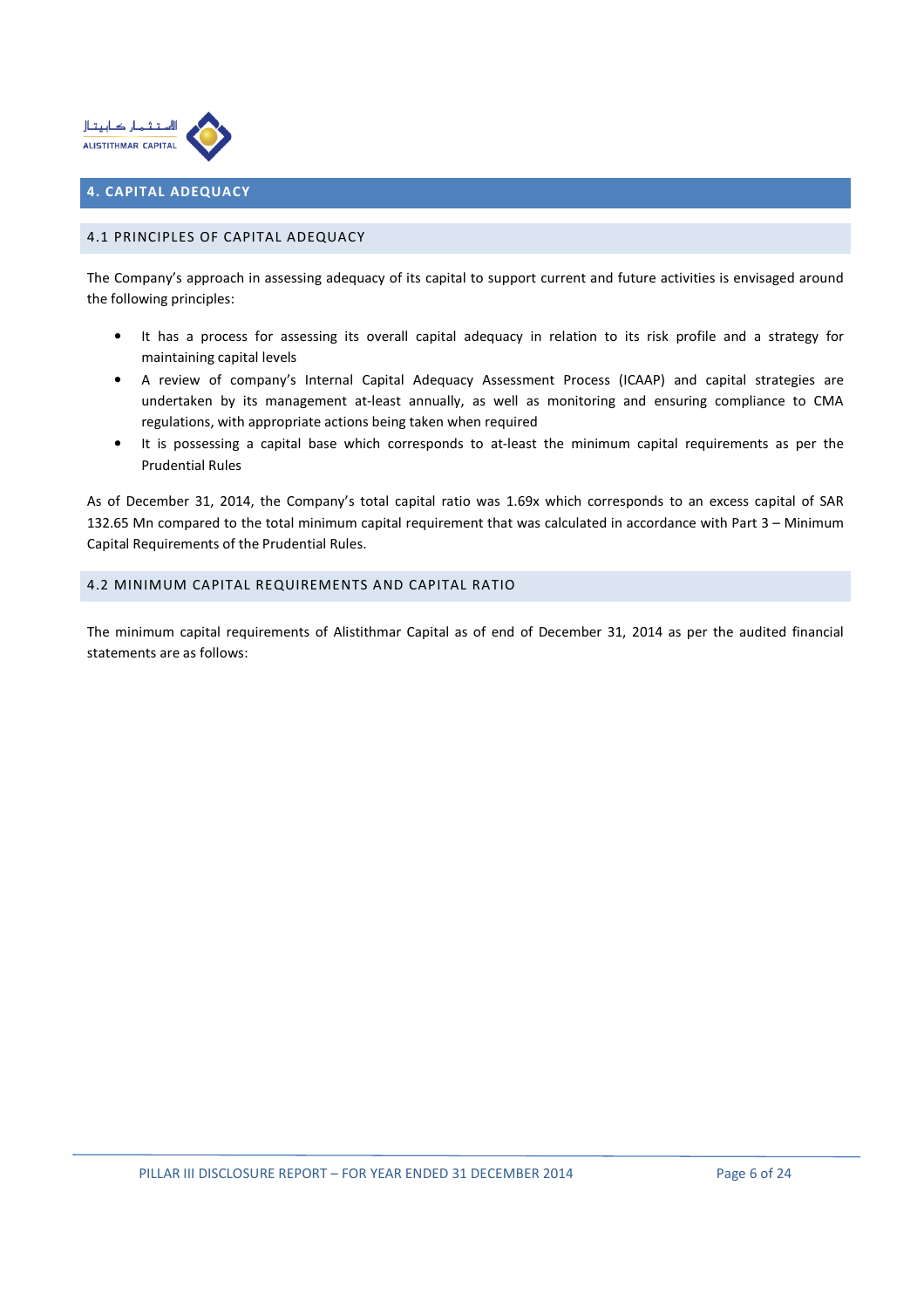## 4. CAPITAL ADEQUACY

### 4.1 PRINCIPLES OF CAPITAL ADEQUACY

The Company's approach in assessing adequacy of its capital to support current and future activities is envisaged around the following principles:

- It has a process for assessing its overall capital adequacy in relation to its risk profile and a strategy for maintaining capital levels
- A review of company's Internal Capital Adequacy Assessment Process (ICAAP) and capital strategies are undertaken by its management at-least annually, as well as monitoring and ensuring compliance to CMA regulations, with appropriate actions being taken when required
- It is possessing a capital base which corresponds to at-least the minimum capital requirements as per the Prudential Rules

As of December 31, 2014, the Company's total capital ratio was 1.69x which corresponds to an excess capital of SAR 132.65 Mn compared to the total minimum capital requirement that was calculated in accordance with Part 3 – Minimum Capital Requirements of the Prudential Rules.

### 4.2 MINIMUM CAPITAL REQUIREMENTS AND CAPITAL RATIO

The minimum capital requirements of Alistithmar Capital as of end of December 31, 2014 as per the audited financial statements are as follows: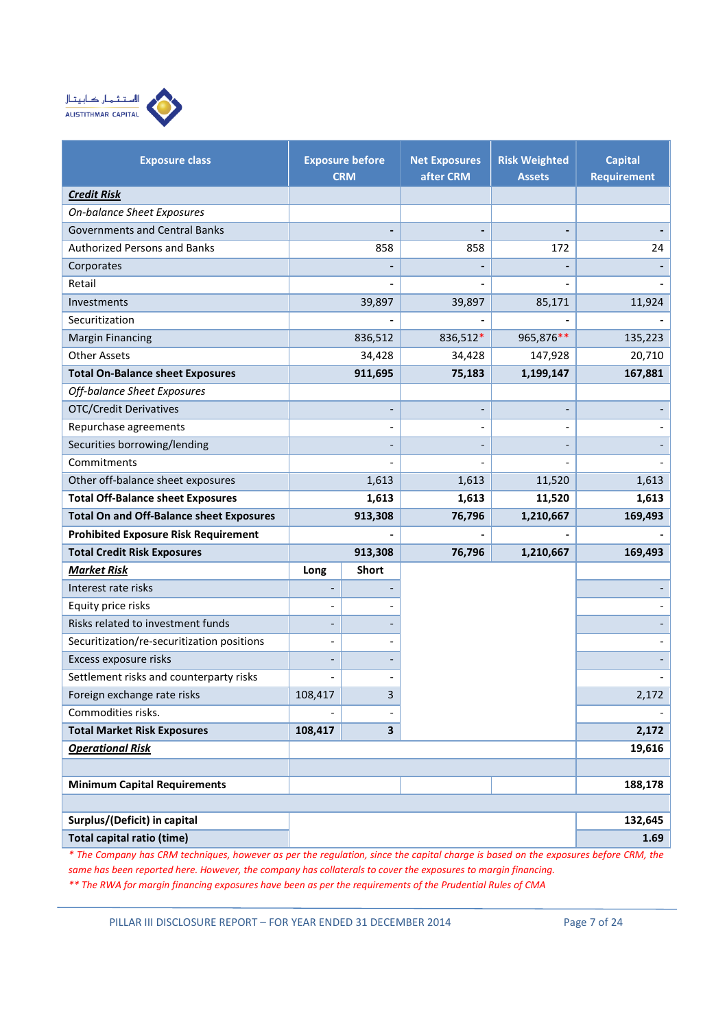| Exposure class | Exposure before CRM | | Net Exposures after CRM | Risk Weighted Assets | Capital Requirement |
|---|---|---|---|---|---|
| ***Credit Risk*** | | | | | |
| *On-balance Sheet Exposures* | | | | | |
| Governments and Central Banks | - | | - | - | - |
| Authorized Persons and Banks | 858 | | 858 | 172 | 24 |
| Corporates | - | | - | - | - |
| Retail | - | | - | - | - |
| Investments | 39,897 | | 39,897 | 85,171 | 11,924 |
| Securitization | - | | - | - | - |
| Margin Financing | 836,512 | | 836,512* | 965,876** | 135,223 |
| Other Assets | 34,428 | | 34,428 | 147,928 | 20,710 |
| **Total On-Balance sheet Exposures** | **911,695** | | **75,183** | **1,199,147** | **167,881** |
| *Off-balance Sheet Exposures* | | | | | |
| OTC/Credit Derivatives | - | | - | - | - |
| Repurchase agreements | - | | - | - | - |
| Securities borrowing/lending | - | | - | - | - |
| Commitments | - | | - | - | - |
| Other off-balance sheet exposures | 1,613 | | 1,613 | 11,520 | 1,613 |
| **Total Off-Balance sheet Exposures** | **1,613** | | **1,613** | **11,520** | **1,613** |
| **Total On and Off-Balance sheet Exposures** | **913,308** | | **76,796** | **1,210,667** | **169,493** |
| **Prohibited Exposure Risk Requirement** | - | | - | - | - |
| **Total Credit Risk Exposures** | **913,308** | | **76,796** | **1,210,667** | **169,493** |
| ***Market Risk*** | **Long** | **Short** | | | |
| Interest rate risks | - | - | | | - |
| Equity price risks | - | - | | | - |
| Risks related to investment funds | - | - | | | - |
| Securitization/re-securitization positions | - | - | | | - |
| Excess exposure risks | - | - | | | - |
| Settlement risks and counterparty risks | - | - | | | - |
| Foreign exchange rate risks | 108,417 | 3 | | | 2,172 |
| Commodities risks. | - | - | | | - |
| **Total Market Risk Exposures** | **108,417** | **3** | | | **2,172** |
| ***Operational Risk*** | | | | | **19,616** |
| | | | | | |
| **Minimum Capital Requirements** | | | | | **188,178** |
| | | | | | |
| **Surplus/(Deficit) in capital** | | | | | **132,645** |
| **Total capital ratio (time)** | | | | | **1.69** |

*\* The Company has CRM techniques, however as per the regulation, since the capital charge is based on the exposures before CRM, the same has been reported here. However, the company has collaterals to cover the exposures to margin financing.*

*\*\* The RWA for margin financing exposures have been as per the requirements of the Prudential Rules of CMA*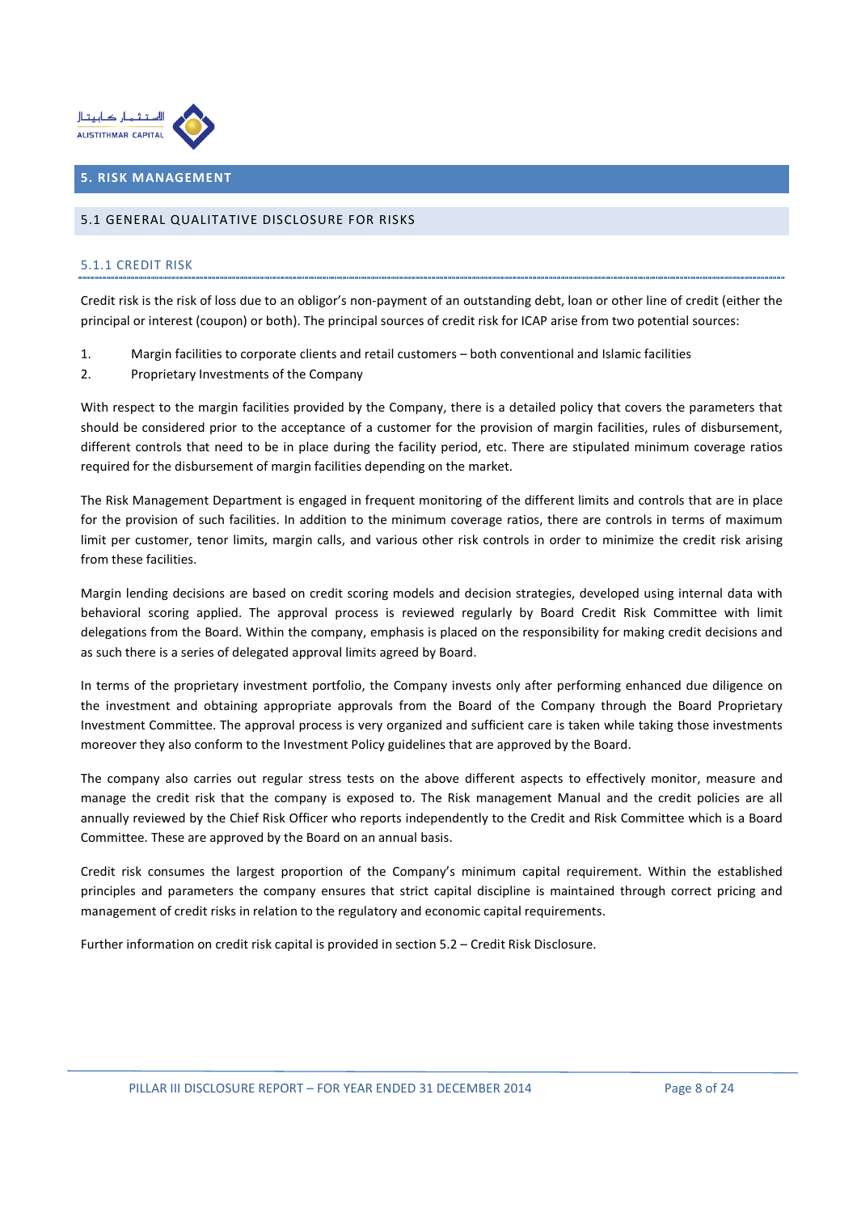# 5. RISK MANAGEMENT

## 5.1 GENERAL QUALITATIVE DISCLOSURE FOR RISKS

### 5.1.1 CREDIT RISK

Credit risk is the risk of loss due to an obligor's non-payment of an outstanding debt, loan or other line of credit (either the principal or interest (coupon) or both). The principal sources of credit risk for ICAP arise from two potential sources:

1. Margin facilities to corporate clients and retail customers – both conventional and Islamic facilities
2. Proprietary Investments of the Company

With respect to the margin facilities provided by the Company, there is a detailed policy that covers the parameters that should be considered prior to the acceptance of a customer for the provision of margin facilities, rules of disbursement, different controls that need to be in place during the facility period, etc. There are stipulated minimum coverage ratios required for the disbursement of margin facilities depending on the market.

The Risk Management Department is engaged in frequent monitoring of the different limits and controls that are in place for the provision of such facilities. In addition to the minimum coverage ratios, there are controls in terms of maximum limit per customer, tenor limits, margin calls, and various other risk controls in order to minimize the credit risk arising from these facilities.

Margin lending decisions are based on credit scoring models and decision strategies, developed using internal data with behavioral scoring applied. The approval process is reviewed regularly by Board Credit Risk Committee with limit delegations from the Board. Within the company, emphasis is placed on the responsibility for making credit decisions and as such there is a series of delegated approval limits agreed by Board.

In terms of the proprietary investment portfolio, the Company invests only after performing enhanced due diligence on the investment and obtaining appropriate approvals from the Board of the Company through the Board Proprietary Investment Committee. The approval process is very organized and sufficient care is taken while taking those investments moreover they also conform to the Investment Policy guidelines that are approved by the Board.

The company also carries out regular stress tests on the above different aspects to effectively monitor, measure and manage the credit risk that the company is exposed to. The Risk management Manual and the credit policies are all annually reviewed by the Chief Risk Officer who reports independently to the Credit and Risk Committee which is a Board Committee. These are approved by the Board on an annual basis.

Credit risk consumes the largest proportion of the Company's minimum capital requirement. Within the established principles and parameters the company ensures that strict capital discipline is maintained through correct pricing and management of credit risks in relation to the regulatory and economic capital requirements.

Further information on credit risk capital is provided in section 5.2 – Credit Risk Disclosure.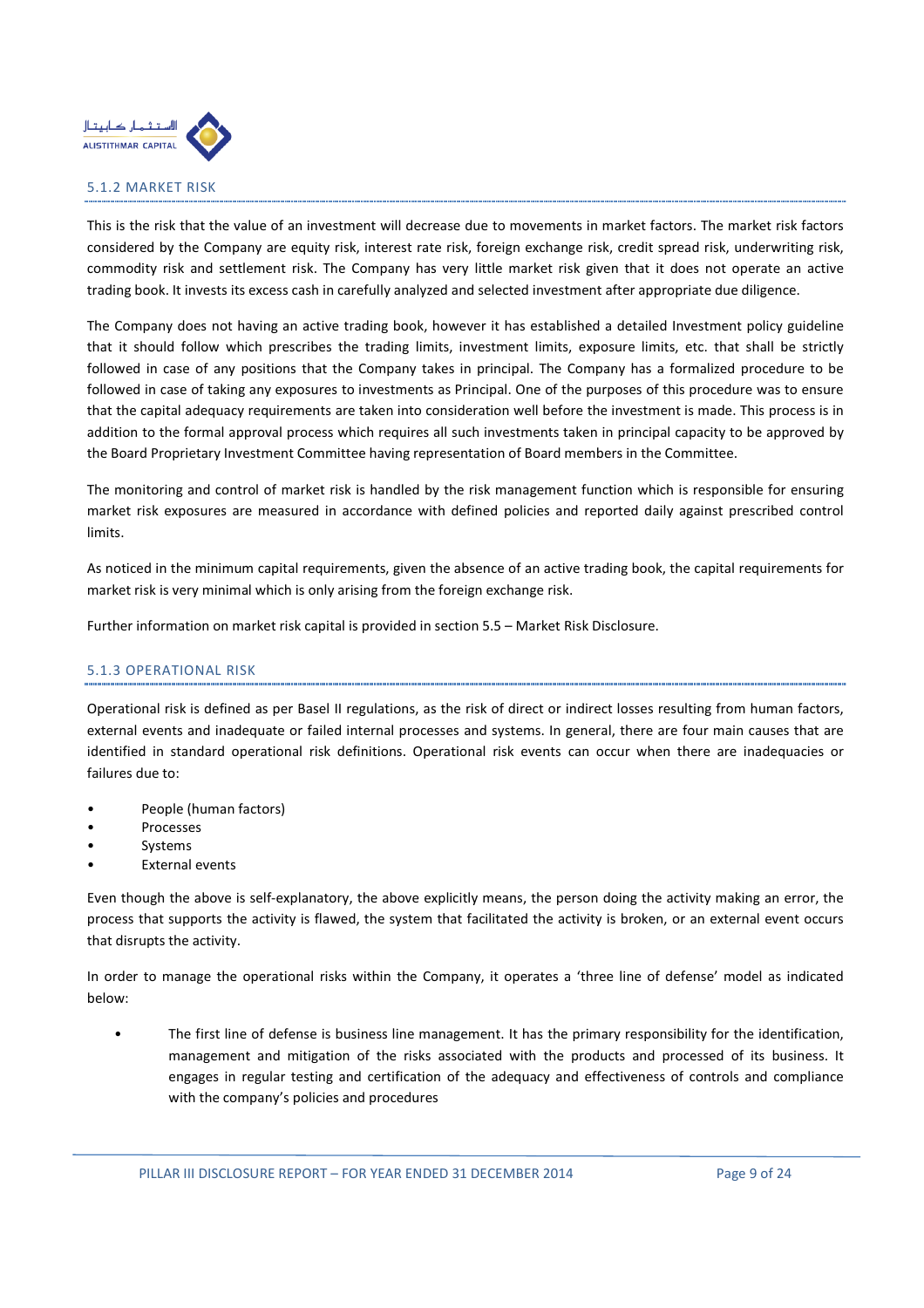### 5.1.2 MARKET RISK

This is the risk that the value of an investment will decrease due to movements in market factors. The market risk factors considered by the Company are equity risk, interest rate risk, foreign exchange risk, credit spread risk, underwriting risk, commodity risk and settlement risk. The Company has very little market risk given that it does not operate an active trading book. It invests its excess cash in carefully analyzed and selected investment after appropriate due diligence.

The Company does not having an active trading book, however it has established a detailed Investment policy guideline that it should follow which prescribes the trading limits, investment limits, exposure limits, etc. that shall be strictly followed in case of any positions that the Company takes in principal. The Company has a formalized procedure to be followed in case of taking any exposures to investments as Principal. One of the purposes of this procedure was to ensure that the capital adequacy requirements are taken into consideration well before the investment is made. This process is in addition to the formal approval process which requires all such investments taken in principal capacity to be approved by the Board Proprietary Investment Committee having representation of Board members in the Committee.

The monitoring and control of market risk is handled by the risk management function which is responsible for ensuring market risk exposures are measured in accordance with defined policies and reported daily against prescribed control limits.

As noticed in the minimum capital requirements, given the absence of an active trading book, the capital requirements for market risk is very minimal which is only arising from the foreign exchange risk.

Further information on market risk capital is provided in section 5.5 – Market Risk Disclosure.

### 5.1.3 OPERATIONAL RISK

Operational risk is defined as per Basel II regulations, as the risk of direct or indirect losses resulting from human factors, external events and inadequate or failed internal processes and systems. In general, there are four main causes that are identified in standard operational risk definitions. Operational risk events can occur when there are inadequacies or failures due to:

- People (human factors)
- Processes
- Systems
- External events

Even though the above is self-explanatory, the above explicitly means, the person doing the activity making an error, the process that supports the activity is flawed, the system that facilitated the activity is broken, or an external event occurs that disrupts the activity.

In order to manage the operational risks within the Company, it operates a 'three line of defense' model as indicated below:

- The first line of defense is business line management. It has the primary responsibility for the identification, management and mitigation of the risks associated with the products and processed of its business. It engages in regular testing and certification of the adequacy and effectiveness of controls and compliance with the company's policies and procedures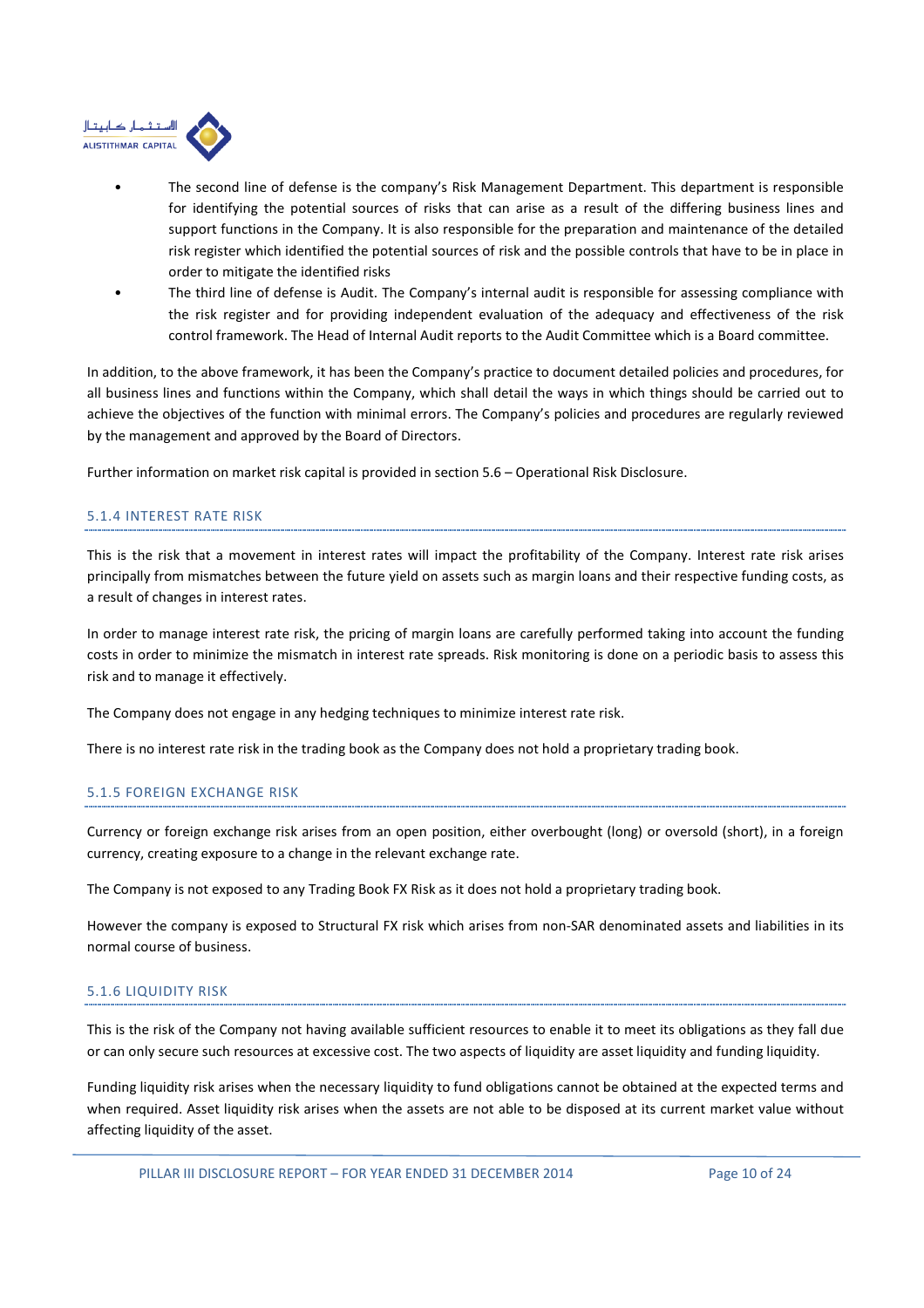- The second line of defense is the company's Risk Management Department. This department is responsible for identifying the potential sources of risks that can arise as a result of the differing business lines and support functions in the Company. It is also responsible for the preparation and maintenance of the detailed risk register which identified the potential sources of risk and the possible controls that have to be in place in order to mitigate the identified risks
- The third line of defense is Audit. The Company's internal audit is responsible for assessing compliance with the risk register and for providing independent evaluation of the adequacy and effectiveness of the risk control framework. The Head of Internal Audit reports to the Audit Committee which is a Board committee.

In addition, to the above framework, it has been the Company's practice to document detailed policies and procedures, for all business lines and functions within the Company, which shall detail the ways in which things should be carried out to achieve the objectives of the function with minimal errors. The Company's policies and procedures are regularly reviewed by the management and approved by the Board of Directors.

Further information on market risk capital is provided in section 5.6 – Operational Risk Disclosure.

### 5.1.4 INTEREST RATE RISK

This is the risk that a movement in interest rates will impact the profitability of the Company. Interest rate risk arises principally from mismatches between the future yield on assets such as margin loans and their respective funding costs, as a result of changes in interest rates.

In order to manage interest rate risk, the pricing of margin loans are carefully performed taking into account the funding costs in order to minimize the mismatch in interest rate spreads. Risk monitoring is done on a periodic basis to assess this risk and to manage it effectively.

The Company does not engage in any hedging techniques to minimize interest rate risk.

There is no interest rate risk in the trading book as the Company does not hold a proprietary trading book.

### 5.1.5 FOREIGN EXCHANGE RISK

Currency or foreign exchange risk arises from an open position, either overbought (long) or oversold (short), in a foreign currency, creating exposure to a change in the relevant exchange rate.

The Company is not exposed to any Trading Book FX Risk as it does not hold a proprietary trading book.

However the company is exposed to Structural FX risk which arises from non-SAR denominated assets and liabilities in its normal course of business.

### 5.1.6 LIQUIDITY RISK

This is the risk of the Company not having available sufficient resources to enable it to meet its obligations as they fall due or can only secure such resources at excessive cost. The two aspects of liquidity are asset liquidity and funding liquidity.

Funding liquidity risk arises when the necessary liquidity to fund obligations cannot be obtained at the expected terms and when required. Asset liquidity risk arises when the assets are not able to be disposed at its current market value without affecting liquidity of the asset.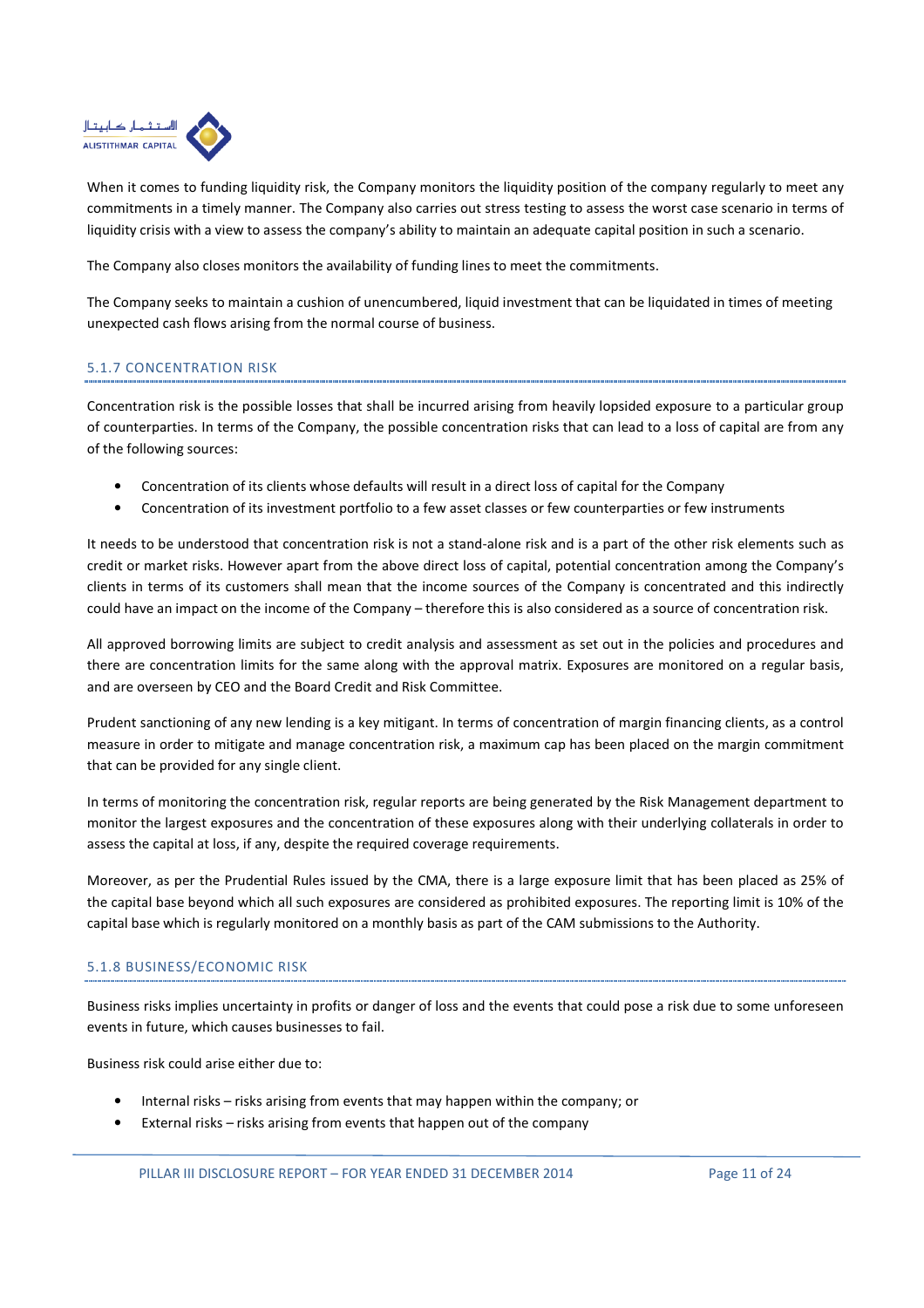When it comes to funding liquidity risk, the Company monitors the liquidity position of the company regularly to meet any commitments in a timely manner. The Company also carries out stress testing to assess the worst case scenario in terms of liquidity crisis with a view to assess the company's ability to maintain an adequate capital position in such a scenario.

The Company also closes monitors the availability of funding lines to meet the commitments.

The Company seeks to maintain a cushion of unencumbered, liquid investment that can be liquidated in times of meeting unexpected cash flows arising from the normal course of business.

### 5.1.7 CONCENTRATION RISK

Concentration risk is the possible losses that shall be incurred arising from heavily lopsided exposure to a particular group of counterparties. In terms of the Company, the possible concentration risks that can lead to a loss of capital are from any of the following sources:

- Concentration of its clients whose defaults will result in a direct loss of capital for the Company
- Concentration of its investment portfolio to a few asset classes or few counterparties or few instruments

It needs to be understood that concentration risk is not a stand-alone risk and is a part of the other risk elements such as credit or market risks. However apart from the above direct loss of capital, potential concentration among the Company's clients in terms of its customers shall mean that the income sources of the Company is concentrated and this indirectly could have an impact on the income of the Company – therefore this is also considered as a source of concentration risk.

All approved borrowing limits are subject to credit analysis and assessment as set out in the policies and procedures and there are concentration limits for the same along with the approval matrix. Exposures are monitored on a regular basis, and are overseen by CEO and the Board Credit and Risk Committee.

Prudent sanctioning of any new lending is a key mitigant. In terms of concentration of margin financing clients, as a control measure in order to mitigate and manage concentration risk, a maximum cap has been placed on the margin commitment that can be provided for any single client.

In terms of monitoring the concentration risk, regular reports are being generated by the Risk Management department to monitor the largest exposures and the concentration of these exposures along with their underlying collaterals in order to assess the capital at loss, if any, despite the required coverage requirements.

Moreover, as per the Prudential Rules issued by the CMA, there is a large exposure limit that has been placed as 25% of the capital base beyond which all such exposures are considered as prohibited exposures. The reporting limit is 10% of the capital base which is regularly monitored on a monthly basis as part of the CAM submissions to the Authority.

### 5.1.8 BUSINESS/ECONOMIC RISK

Business risks implies uncertainty in profits or danger of loss and the events that could pose a risk due to some unforeseen events in future, which causes businesses to fail.

Business risk could arise either due to:

- Internal risks – risks arising from events that may happen within the company; or
- External risks – risks arising from events that happen out of the company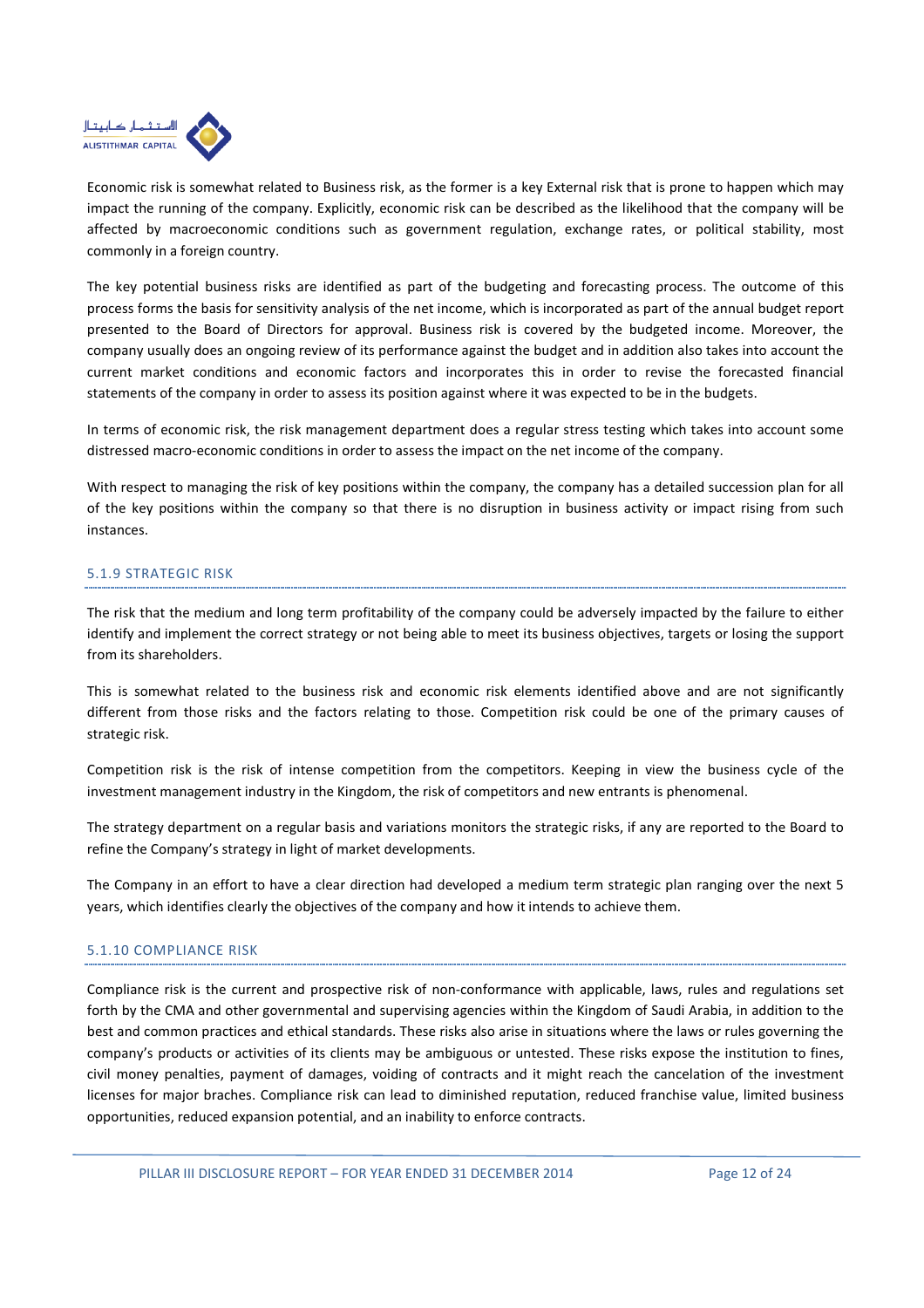Economic risk is somewhat related to Business risk, as the former is a key External risk that is prone to happen which may impact the running of the company. Explicitly, economic risk can be described as the likelihood that the company will be affected by macroeconomic conditions such as government regulation, exchange rates, or political stability, most commonly in a foreign country.

The key potential business risks are identified as part of the budgeting and forecasting process. The outcome of this process forms the basis for sensitivity analysis of the net income, which is incorporated as part of the annual budget report presented to the Board of Directors for approval. Business risk is covered by the budgeted income. Moreover, the company usually does an ongoing review of its performance against the budget and in addition also takes into account the current market conditions and economic factors and incorporates this in order to revise the forecasted financial statements of the company in order to assess its position against where it was expected to be in the budgets.

In terms of economic risk, the risk management department does a regular stress testing which takes into account some distressed macro-economic conditions in order to assess the impact on the net income of the company.

With respect to managing the risk of key positions within the company, the company has a detailed succession plan for all of the key positions within the company so that there is no disruption in business activity or impact rising from such instances.

### 5.1.9 STRATEGIC RISK

The risk that the medium and long term profitability of the company could be adversely impacted by the failure to either identify and implement the correct strategy or not being able to meet its business objectives, targets or losing the support from its shareholders.

This is somewhat related to the business risk and economic risk elements identified above and are not significantly different from those risks and the factors relating to those. Competition risk could be one of the primary causes of strategic risk.

Competition risk is the risk of intense competition from the competitors. Keeping in view the business cycle of the investment management industry in the Kingdom, the risk of competitors and new entrants is phenomenal.

The strategy department on a regular basis and variations monitors the strategic risks, if any are reported to the Board to refine the Company's strategy in light of market developments.

The Company in an effort to have a clear direction had developed a medium term strategic plan ranging over the next 5 years, which identifies clearly the objectives of the company and how it intends to achieve them.

### 5.1.10 COMPLIANCE RISK

Compliance risk is the current and prospective risk of non-conformance with applicable, laws, rules and regulations set forth by the CMA and other governmental and supervising agencies within the Kingdom of Saudi Arabia, in addition to the best and common practices and ethical standards. These risks also arise in situations where the laws or rules governing the company's products or activities of its clients may be ambiguous or untested. These risks expose the institution to fines, civil money penalties, payment of damages, voiding of contracts and it might reach the cancelation of the investment licenses for major braches. Compliance risk can lead to diminished reputation, reduced franchise value, limited business opportunities, reduced expansion potential, and an inability to enforce contracts.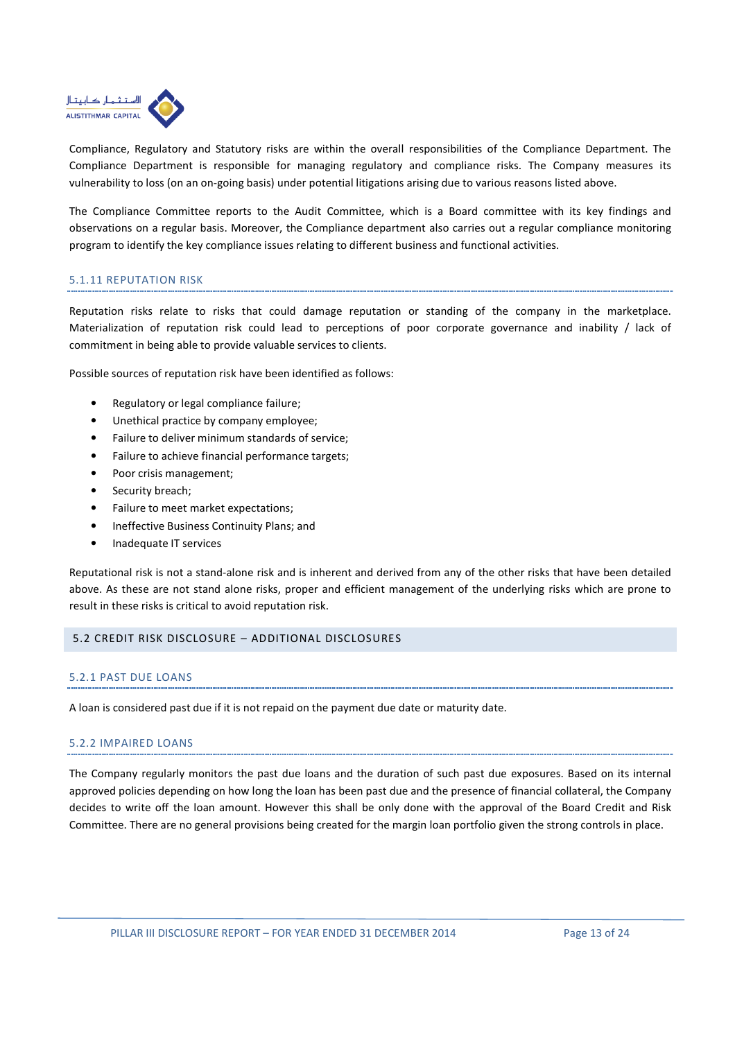Compliance, Regulatory and Statutory risks are within the overall responsibilities of the Compliance Department. The Compliance Department is responsible for managing regulatory and compliance risks. The Company measures its vulnerability to loss (on an on-going basis) under potential litigations arising due to various reasons listed above.

The Compliance Committee reports to the Audit Committee, which is a Board committee with its key findings and observations on a regular basis. Moreover, the Compliance department also carries out a regular compliance monitoring program to identify the key compliance issues relating to different business and functional activities.

### 5.1.11 REPUTATION RISK

Reputation risks relate to risks that could damage reputation or standing of the company in the marketplace. Materialization of reputation risk could lead to perceptions of poor corporate governance and inability / lack of commitment in being able to provide valuable services to clients.

Possible sources of reputation risk have been identified as follows:

- Regulatory or legal compliance failure;
- Unethical practice by company employee;
- Failure to deliver minimum standards of service;
- Failure to achieve financial performance targets;
- Poor crisis management;
- Security breach;
- Failure to meet market expectations;
- Ineffective Business Continuity Plans; and
- Inadequate IT services

Reputational risk is not a stand-alone risk and is inherent and derived from any of the other risks that have been detailed above. As these are not stand alone risks, proper and efficient management of the underlying risks which are prone to result in these risks is critical to avoid reputation risk.

## 5.2 CREDIT RISK DISCLOSURE – ADDITIONAL DISCLOSURES

### 5.2.1 PAST DUE LOANS

A loan is considered past due if it is not repaid on the payment due date or maturity date.

### 5.2.2 IMPAIRED LOANS

The Company regularly monitors the past due loans and the duration of such past due exposures. Based on its internal approved policies depending on how long the loan has been past due and the presence of financial collateral, the Company decides to write off the loan amount. However this shall be only done with the approval of the Board Credit and Risk Committee. There are no general provisions being created for the margin loan portfolio given the strong controls in place.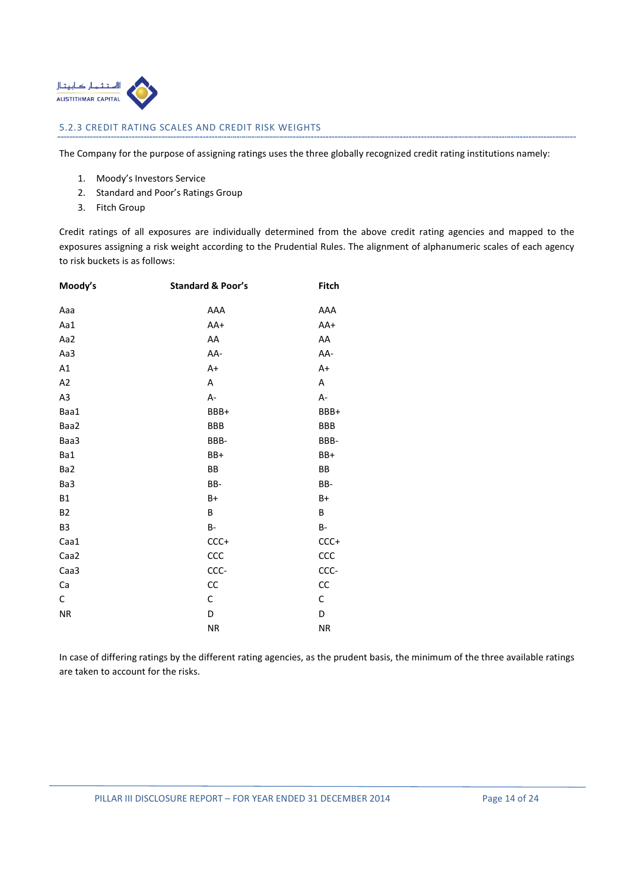### 5.2.3 CREDIT RATING SCALES AND CREDIT RISK WEIGHTS

The Company for the purpose of assigning ratings uses the three globally recognized credit rating institutions namely:

1. Moody's Investors Service
2. Standard and Poor's Ratings Group
3. Fitch Group

Credit ratings of all exposures are individually determined from the above credit rating agencies and mapped to the exposures assigning a risk weight according to the Prudential Rules. The alignment of alphanumeric scales of each agency to risk buckets is as follows:

| Moody's | Standard & Poor's | Fitch |
|---|---|---|
| Aaa | AAA | AAA |
| Aa1 | AA+ | AA+ |
| Aa2 | AA | AA |
| Aa3 | AA- | AA- |
| A1 | A+ | A+ |
| A2 | A | A |
| A3 | A- | A- |
| Baa1 | BBB+ | BBB+ |
| Baa2 | BBB | BBB |
| Baa3 | BBB- | BBB- |
| Ba1 | BB+ | BB+ |
| Ba2 | BB | BB |
| Ba3 | BB- | BB- |
| B1 | B+ | B+ |
| B2 | B | B |
| B3 | B- | B- |
| Caa1 | CCC+ | CCC+ |
| Caa2 | CCC | CCC |
| Caa3 | CCC- | CCC- |
| Ca | CC | CC |
| C | C | C |
| NR | D | D |
| | NR | NR |

In case of differing ratings by the different rating agencies, as the prudent basis, the minimum of the three available ratings are taken to account for the risks.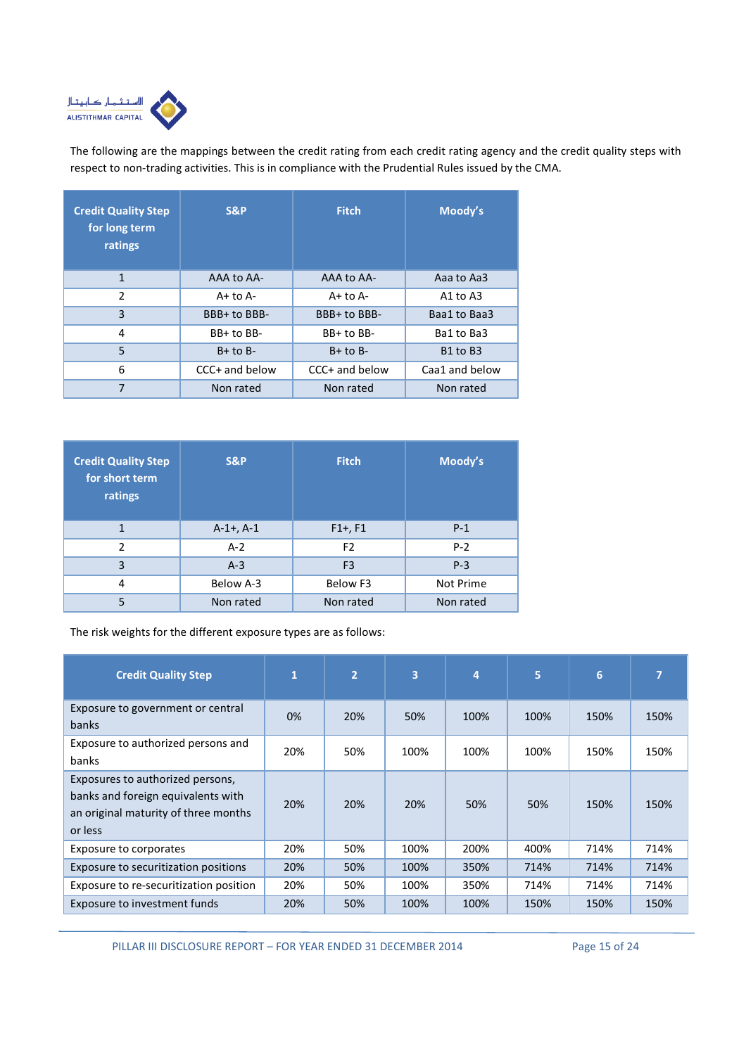The following are the mappings between the credit rating from each credit rating agency and the credit quality steps with respect to non-trading activities. This is in compliance with the Prudential Rules issued by the CMA.

| Credit Quality Step for long term ratings | S&P | Fitch | Moody's |
|---|---|---|---|
| 1 | AAA to AA- | AAA to AA- | Aaa to Aa3 |
| 2 | A+ to A- | A+ to A- | A1 to A3 |
| 3 | BBB+ to BBB- | BBB+ to BBB- | Baa1 to Baa3 |
| 4 | BB+ to BB- | BB+ to BB- | Ba1 to Ba3 |
| 5 | B+ to B- | B+ to B- | B1 to B3 |
| 6 | CCC+ and below | CCC+ and below | Caa1 and below |
| 7 | Non rated | Non rated | Non rated |

| Credit Quality Step for short term ratings | S&P | Fitch | Moody's |
|---|---|---|---|
| 1 | A-1+, A-1 | F1+, F1 | P-1 |
| 2 | A-2 | F2 | P-2 |
| 3 | A-3 | F3 | P-3 |
| 4 | Below A-3 | Below F3 | Not Prime |
| 5 | Non rated | Non rated | Non rated |

The risk weights for the different exposure types are as follows:

| Credit Quality Step | 1 | 2 | 3 | 4 | 5 | 6 | 7 |
|---|---|---|---|---|---|---|---|
| Exposure to government or central banks | 0% | 20% | 50% | 100% | 100% | 150% | 150% |
| Exposure to authorized persons and banks | 20% | 50% | 100% | 100% | 100% | 150% | 150% |
| Exposures to authorized persons, banks and foreign equivalents with an original maturity of three months or less | 20% | 20% | 20% | 50% | 50% | 150% | 150% |
| Exposure to corporates | 20% | 50% | 100% | 200% | 400% | 714% | 714% |
| Exposure to securitization positions | 20% | 50% | 100% | 350% | 714% | 714% | 714% |
| Exposure to re-securitization position | 20% | 50% | 100% | 350% | 714% | 714% | 714% |
| Exposure to investment funds | 20% | 50% | 100% | 100% | 150% | 150% | 150% |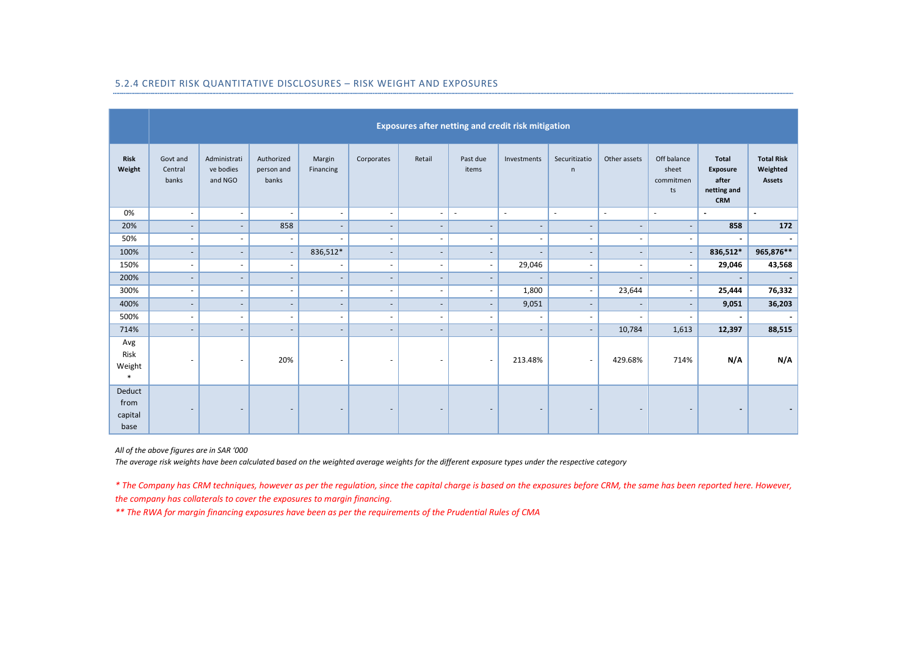## 5.2.4 CREDIT RISK QUANTITATIVE DISCLOSURES – RISK WEIGHT AND EXPOSURES

| | Exposures after netting and credit risk mitigation | | | | | | | | | | | | |
|---|---|---|---|---|---|---|---|---|---|---|---|---|---|
| **Risk Weight** | Govt and Central banks | Administrative bodies and NGO | Authorized person and banks | Margin Financing | Corporates | Retail | Past due items | Investments | Securitization | Other assets | Off balance sheet commitments | **Total Exposure after netting and CRM** | **Total Risk Weighted Assets** |
| 0% | - | - | - | - | - | - | - | - | - | - | - | **-** | **-** |
| 20% | - | - | 858 | - | - | - | - | - | - | - | - | **858** | **172** |
| 50% | - | - | - | - | - | - | - | - | - | - | - | **-** | **-** |
| 100% | - | - | - | 836,512* | - | - | - | - | - | - | - | **836,512*** | **965,876**** |
| 150% | - | - | - | - | - | - | - | 29,046 | - | - | - | **29,046** | **43,568** |
| 200% | - | - | - | - | - | - | - | - | - | - | - | **-** | **-** |
| 300% | - | - | - | - | - | - | - | 1,800 | - | 23,644 | - | **25,444** | **76,332** |
| 400% | - | - | - | - | - | - | - | 9,051 | - | - | - | **9,051** | **36,203** |
| 500% | - | - | - | - | - | - | - | - | - | - | - | **-** | **-** |
| 714% | - | - | - | - | - | - | - | - | - | 10,784 | 1,613 | **12,397** | **88,515** |
| Avg Risk Weight * | - | - | 20% | - | - | - | - | 213.48% | - | 429.68% | 714% | **N/A** | **N/A** |
| Deduct from capital base | - | - | - | - | - | - | - | - | - | - | - | **-** | **-** |

*All of the above figures are in SAR '000*

*The average risk weights have been calculated based on the weighted average weights for the different exposure types under the respective category*

*\* The Company has CRM techniques, however as per the regulation, since the capital charge is based on the exposures before CRM, the same has been reported here. However, the company has collaterals to cover the exposures to margin financing.*

*\*\* The RWA for margin financing exposures have been as per the requirements of the Prudential Rules of CMA*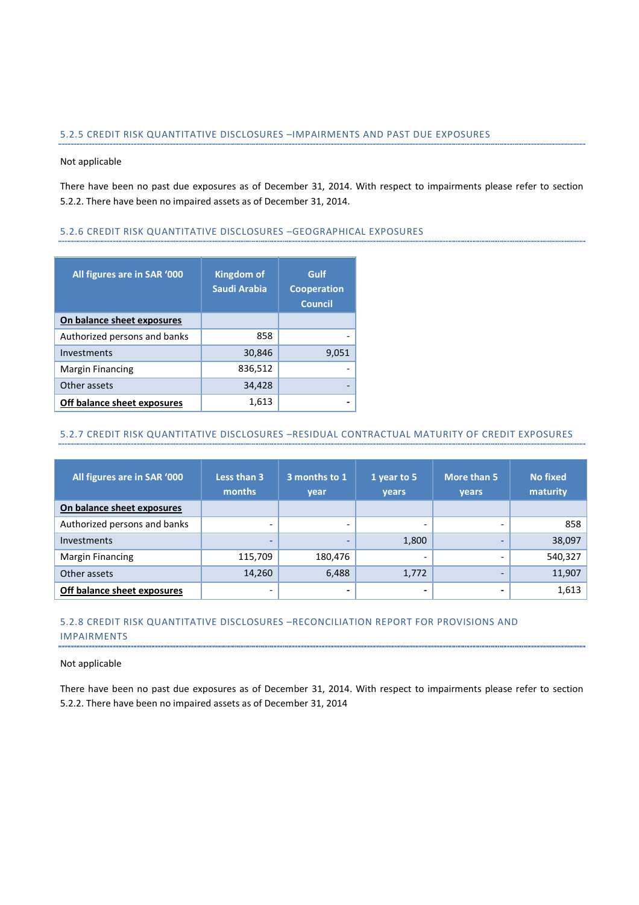### 5.2.5 CREDIT RISK QUANTITATIVE DISCLOSURES –IMPAIRMENTS AND PAST DUE EXPOSURES

Not applicable

There have been no past due exposures as of December 31, 2014. With respect to impairments please refer to section 5.2.2. There have been no impaired assets as of December 31, 2014.

### 5.2.6 CREDIT RISK QUANTITATIVE DISCLOSURES –GEOGRAPHICAL EXPOSURES

| All figures are in SAR '000 | Kingdom of Saudi Arabia | Gulf Cooperation Council |
|---|---|---|
| **On balance sheet exposures** | | |
| Authorized persons and banks | 858 | - |
| Investments | 30,846 | 9,051 |
| Margin Financing | 836,512 | - |
| Other assets | 34,428 | - |
| **Off balance sheet exposures** | 1,613 | - |

### 5.2.7 CREDIT RISK QUANTITATIVE DISCLOSURES –RESIDUAL CONTRACTUAL MATURITY OF CREDIT EXPOSURES

| All figures are in SAR '000 | Less than 3 months | 3 months to 1 year | 1 year to 5 years | More than 5 years | No fixed maturity |
|---|---|---|---|---|---|
| **On balance sheet exposures** | | | | | |
| Authorized persons and banks | - | - | - | - | 858 |
| Investments | - | - | 1,800 | - | 38,097 |
| Margin Financing | 115,709 | 180,476 | - | - | 540,327 |
| Other assets | 14,260 | 6,488 | 1,772 | - | 11,907 |
| **Off balance sheet exposures** | - | - | - | - | 1,613 |

### 5.2.8 CREDIT RISK QUANTITATIVE DISCLOSURES –RECONCILIATION REPORT FOR PROVISIONS AND IMPAIRMENTS

Not applicable

There have been no past due exposures as of December 31, 2014. With respect to impairments please refer to section 5.2.2. There have been no impaired assets as of December 31, 2014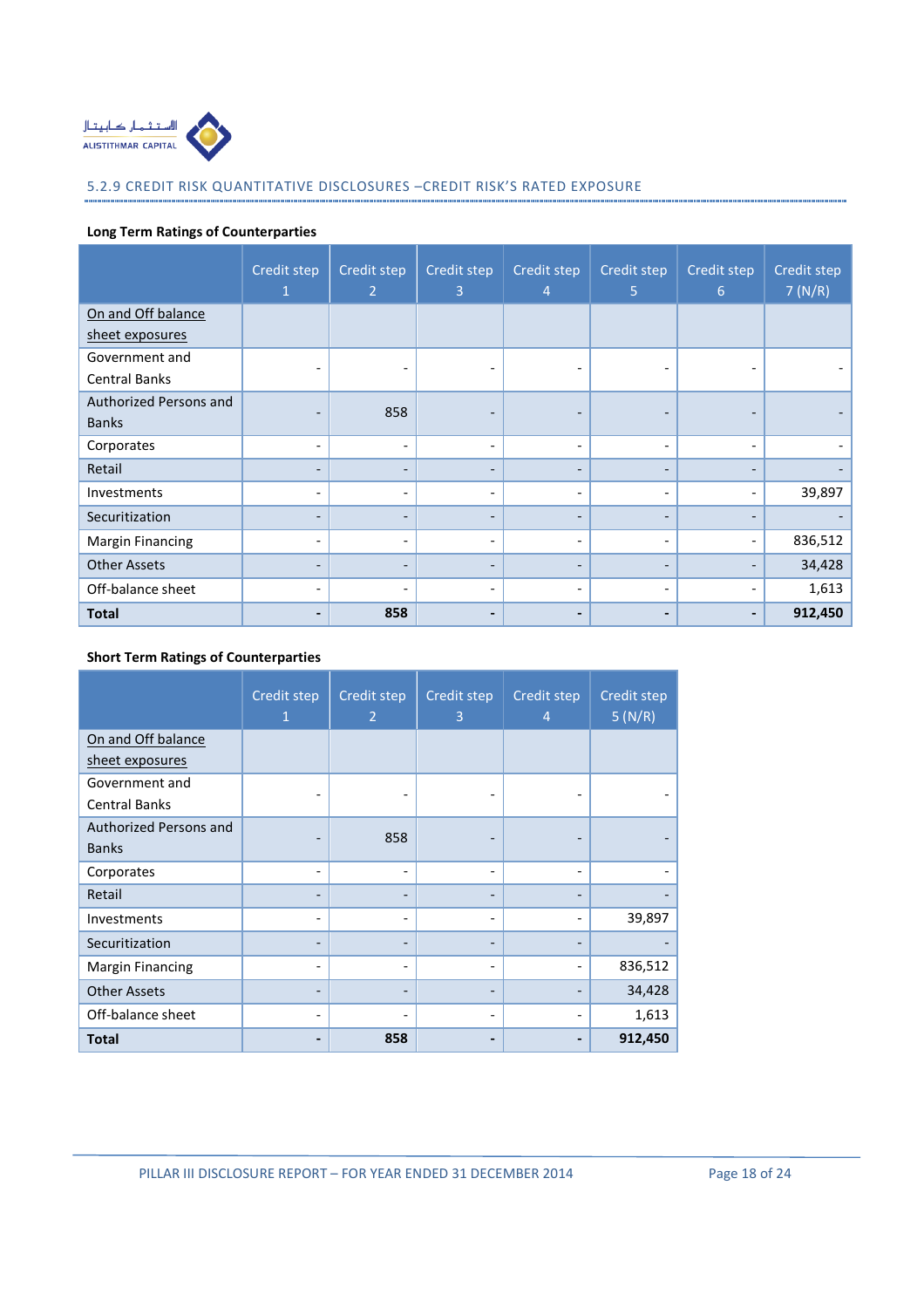## 5.2.9 CREDIT RISK QUANTITATIVE DISCLOSURES –CREDIT RISK'S RATED EXPOSURE

**Long Term Ratings of Counterparties**

| | Credit step 1 | Credit step 2 | Credit step 3 | Credit step 4 | Credit step 5 | Credit step 6 | Credit step 7 (N/R) |
|---|---|---|---|---|---|---|---|
| On and Off balance sheet exposures | | | | | | | |
| Government and Central Banks | - | - | - | - | - | - | - |
| Authorized Persons and Banks | - | 858 | - | - | - | - | - |
| Corporates | - | - | - | - | - | - | - |
| Retail | - | - | - | - | - | - | - |
| Investments | - | - | - | - | - | - | 39,897 |
| Securitization | - | - | - | - | - | - | - |
| Margin Financing | - | - | - | - | - | - | 836,512 |
| Other Assets | - | - | - | - | - | - | 34,428 |
| Off-balance sheet | - | - | - | - | - | - | 1,613 |
| **Total** | **-** | **858** | **-** | **-** | **-** | **-** | **912,450** |

**Short Term Ratings of Counterparties**

| | Credit step 1 | Credit step 2 | Credit step 3 | Credit step 4 | Credit step 5 (N/R) |
|---|---|---|---|---|---|
| On and Off balance sheet exposures | | | | | |
| Government and Central Banks | - | - | - | - | - |
| Authorized Persons and Banks | - | 858 | - | - | - |
| Corporates | - | - | - | - | - |
| Retail | - | - | - | - | - |
| Investments | - | - | - | - | 39,897 |
| Securitization | - | - | - | - | - |
| Margin Financing | - | - | - | - | 836,512 |
| Other Assets | - | - | - | - | 34,428 |
| Off-balance sheet | - | - | - | - | 1,613 |
| **Total** | **-** | **858** | **-** | **-** | **912,450** |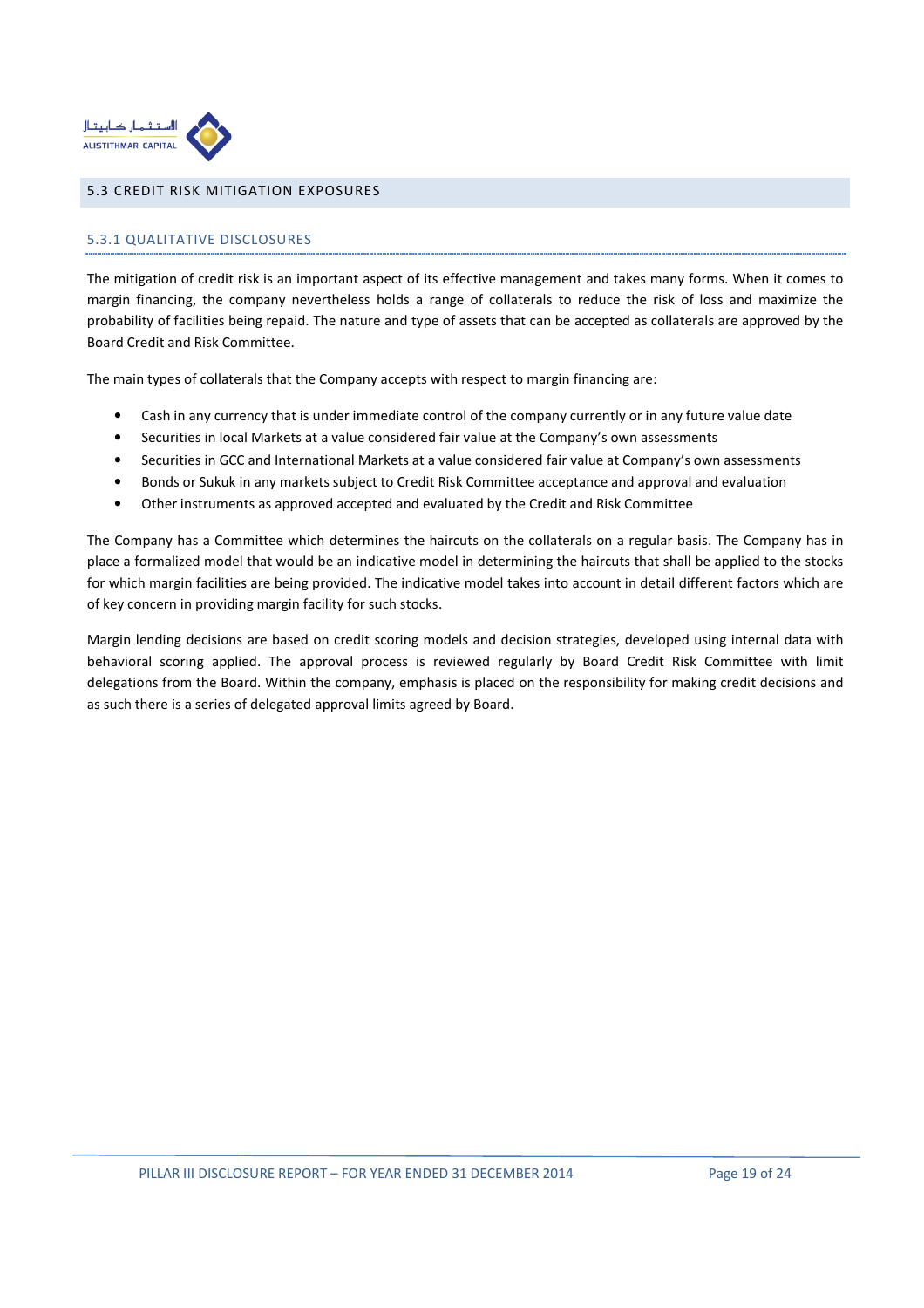## 5.3 CREDIT RISK MITIGATION EXPOSURES

### 5.3.1 QUALITATIVE DISCLOSURES

The mitigation of credit risk is an important aspect of its effective management and takes many forms. When it comes to margin financing, the company nevertheless holds a range of collaterals to reduce the risk of loss and maximize the probability of facilities being repaid. The nature and type of assets that can be accepted as collaterals are approved by the Board Credit and Risk Committee.

The main types of collaterals that the Company accepts with respect to margin financing are:

- Cash in any currency that is under immediate control of the company currently or in any future value date
- Securities in local Markets at a value considered fair value at the Company's own assessments
- Securities in GCC and International Markets at a value considered fair value at Company's own assessments
- Bonds or Sukuk in any markets subject to Credit Risk Committee acceptance and approval and evaluation
- Other instruments as approved accepted and evaluated by the Credit and Risk Committee

The Company has a Committee which determines the haircuts on the collaterals on a regular basis. The Company has in place a formalized model that would be an indicative model in determining the haircuts that shall be applied to the stocks for which margin facilities are being provided. The indicative model takes into account in detail different factors which are of key concern in providing margin facility for such stocks.

Margin lending decisions are based on credit scoring models and decision strategies, developed using internal data with behavioral scoring applied. The approval process is reviewed regularly by Board Credit Risk Committee with limit delegations from the Board. Within the company, emphasis is placed on the responsibility for making credit decisions and as such there is a series of delegated approval limits agreed by Board.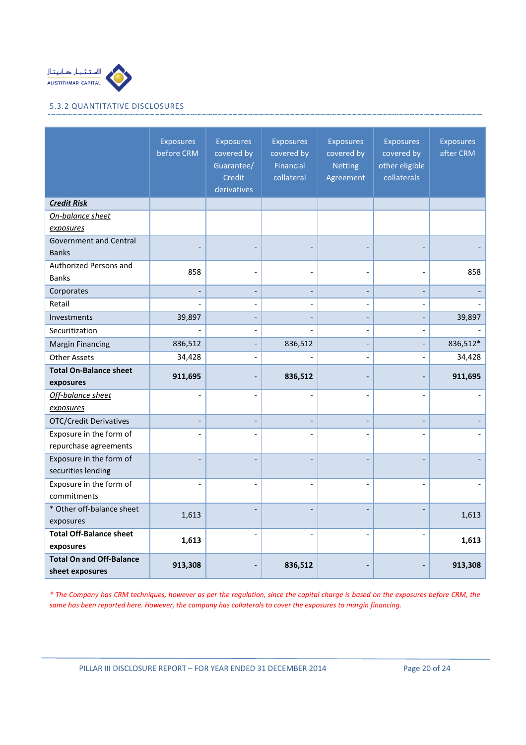### 5.3.2 QUANTITATIVE DISCLOSURES

| | Exposures before CRM | Exposures covered by Guarantee/ Credit derivatives | Exposures covered by Financial collateral | Exposures covered by Netting Agreement | Exposures covered by other eligible collaterals | Exposures after CRM |
|---|---|---|---|---|---|---|
| ***Credit Risk*** | | | | | | |
| *On-balance sheet exposures* | | | | | | |
| Government and Central Banks | - | - | - | - | - | - |
| Authorized Persons and Banks | 858 | - | - | - | - | 858 |
| Corporates | - | - | - | - | - | - |
| Retail | - | - | - | - | - | - |
| Investments | 39,897 | - | - | - | - | 39,897 |
| Securitization | - | - | - | - | - | - |
| Margin Financing | 836,512 | - | 836,512 | - | - | 836,512* |
| Other Assets | 34,428 | - | - | - | - | 34,428 |
| **Total On-Balance sheet exposures** | **911,695** | - | **836,512** | - | - | **911,695** |
| *Off-balance sheet exposures* | - | - | - | - | - | - |
| OTC/Credit Derivatives | - | - | - | - | - | - |
| Exposure in the form of repurchase agreements | - | - | - | - | - | - |
| Exposure in the form of securities lending | - | - | - | - | - | - |
| Exposure in the form of commitments | - | - | - | - | - | - |
| * Other off-balance sheet exposures | 1,613 | - | - | - | - | 1,613 |
| **Total Off-Balance sheet exposures** | **1,613** | - | - | - | - | **1,613** |
| **Total On and Off-Balance sheet exposures** | **913,308** | - | **836,512** | - | - | **913,308** |

*\* The Company has CRM techniques, however as per the regulation, since the capital charge is based on the exposures before CRM, the same has been reported here. However, the company has collaterals to cover the exposures to margin financing.*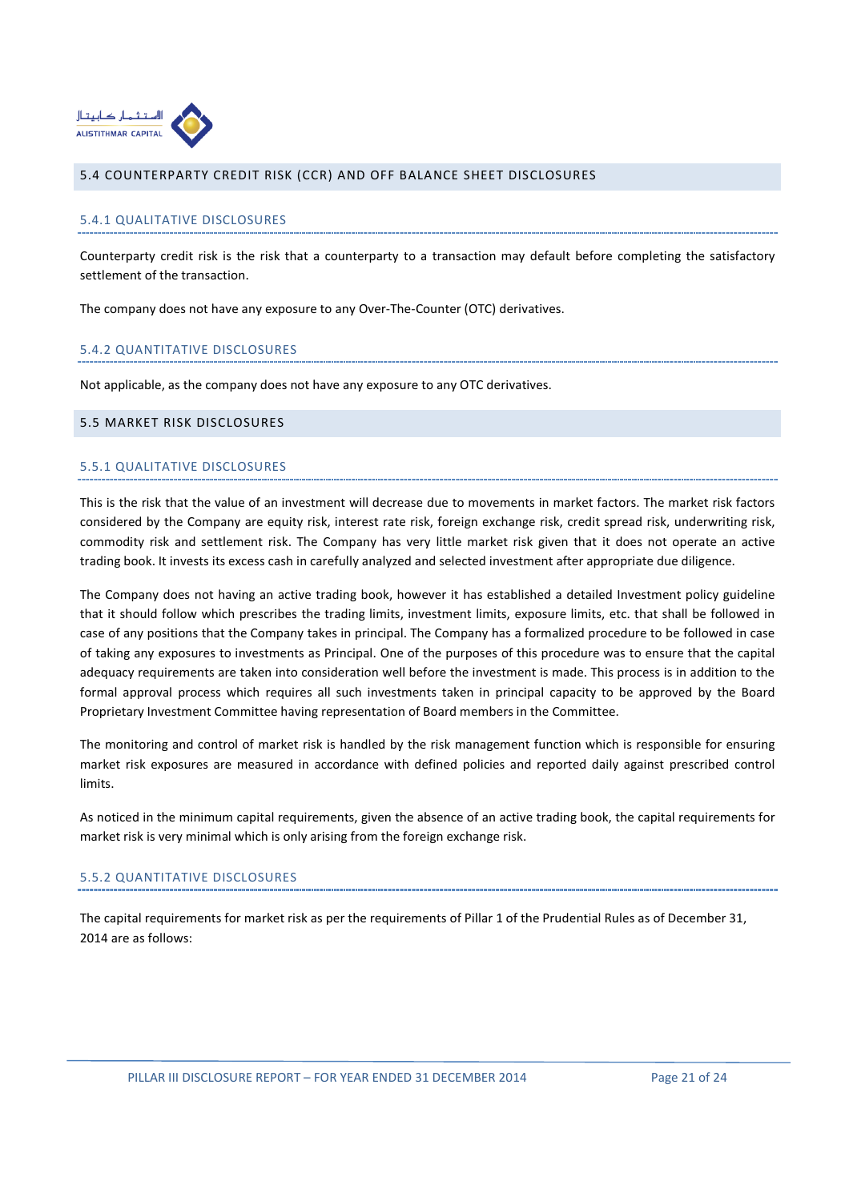## 5.4 COUNTERPARTY CREDIT RISK (CCR) AND OFF BALANCE SHEET DISCLOSURES

### 5.4.1 QUALITATIVE DISCLOSURES

Counterparty credit risk is the risk that a counterparty to a transaction may default before completing the satisfactory settlement of the transaction.

The company does not have any exposure to any Over-The-Counter (OTC) derivatives.

### 5.4.2 QUANTITATIVE DISCLOSURES

Not applicable, as the company does not have any exposure to any OTC derivatives.

## 5.5 MARKET RISK DISCLOSURES

### 5.5.1 QUALITATIVE DISCLOSURES

This is the risk that the value of an investment will decrease due to movements in market factors. The market risk factors considered by the Company are equity risk, interest rate risk, foreign exchange risk, credit spread risk, underwriting risk, commodity risk and settlement risk. The Company has very little market risk given that it does not operate an active trading book. It invests its excess cash in carefully analyzed and selected investment after appropriate due diligence.

The Company does not having an active trading book, however it has established a detailed Investment policy guideline that it should follow which prescribes the trading limits, investment limits, exposure limits, etc. that shall be followed in case of any positions that the Company takes in principal. The Company has a formalized procedure to be followed in case of taking any exposures to investments as Principal. One of the purposes of this procedure was to ensure that the capital adequacy requirements are taken into consideration well before the investment is made. This process is in addition to the formal approval process which requires all such investments taken in principal capacity to be approved by the Board Proprietary Investment Committee having representation of Board members in the Committee.

The monitoring and control of market risk is handled by the risk management function which is responsible for ensuring market risk exposures are measured in accordance with defined policies and reported daily against prescribed control limits.

As noticed in the minimum capital requirements, given the absence of an active trading book, the capital requirements for market risk is very minimal which is only arising from the foreign exchange risk.

### 5.5.2 QUANTITATIVE DISCLOSURES

The capital requirements for market risk as per the requirements of Pillar 1 of the Prudential Rules as of December 31, 2014 are as follows: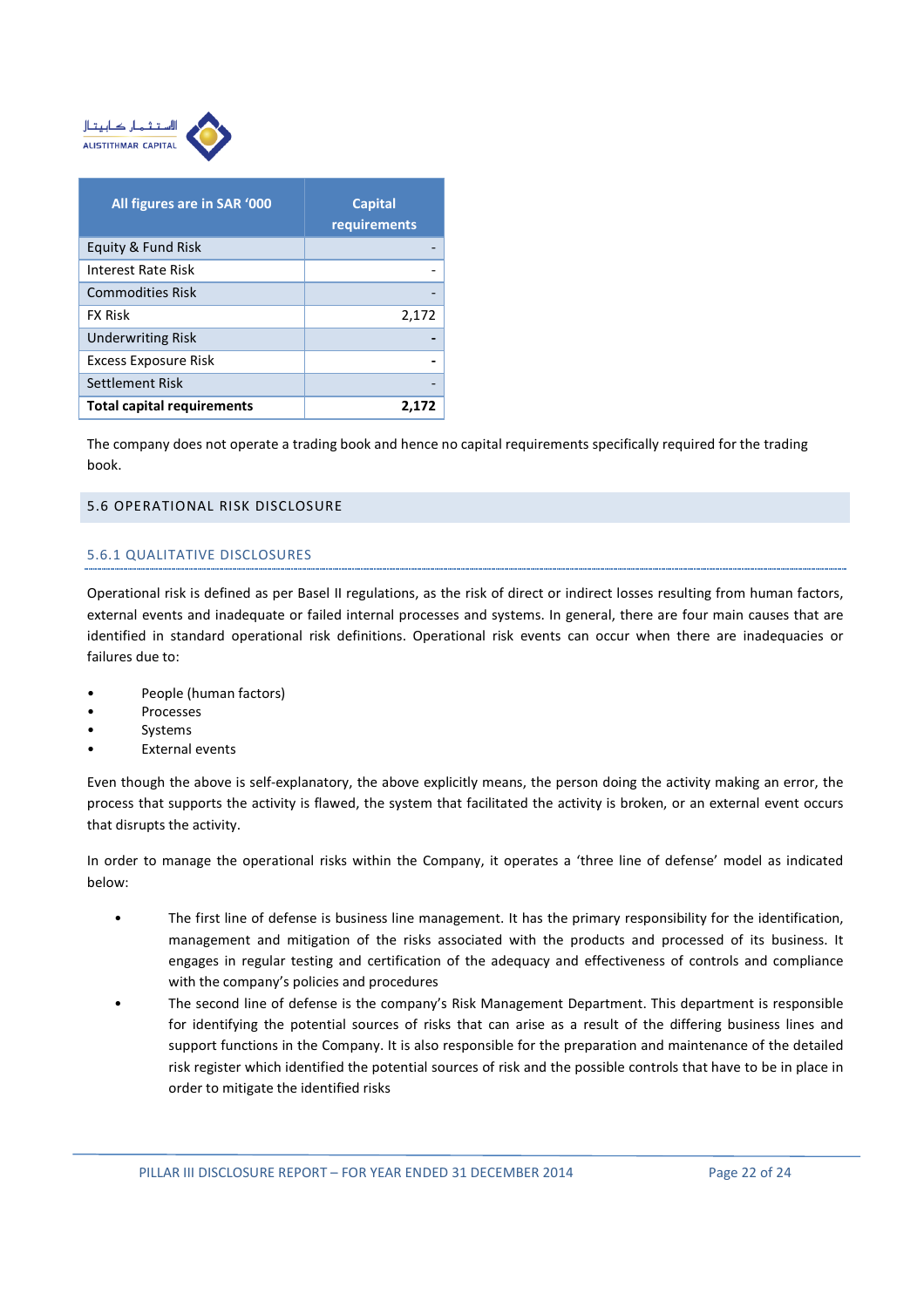| All figures are in SAR '000 | Capital requirements |
|---|---|
| Equity & Fund Risk | - |
| Interest Rate Risk | - |
| Commodities Risk | - |
| FX Risk | 2,172 |
| Underwriting Risk | - |
| Excess Exposure Risk | - |
| Settlement Risk | - |
| **Total capital requirements** | **2,172** |

The company does not operate a trading book and hence no capital requirements specifically required for the trading book.

## 5.6 OPERATIONAL RISK DISCLOSURE

### 5.6.1 QUALITATIVE DISCLOSURES

Operational risk is defined as per Basel II regulations, as the risk of direct or indirect losses resulting from human factors, external events and inadequate or failed internal processes and systems. In general, there are four main causes that are identified in standard operational risk definitions. Operational risk events can occur when there are inadequacies or failures due to:

- People (human factors)
- Processes
- Systems
- External events

Even though the above is self-explanatory, the above explicitly means, the person doing the activity making an error, the process that supports the activity is flawed, the system that facilitated the activity is broken, or an external event occurs that disrupts the activity.

In order to manage the operational risks within the Company, it operates a 'three line of defense' model as indicated below:

- The first line of defense is business line management. It has the primary responsibility for the identification, management and mitigation of the risks associated with the products and processed of its business. It engages in regular testing and certification of the adequacy and effectiveness of controls and compliance with the company's policies and procedures
- The second line of defense is the company's Risk Management Department. This department is responsible for identifying the potential sources of risks that can arise as a result of the differing business lines and support functions in the Company. It is also responsible for the preparation and maintenance of the detailed risk register which identified the potential sources of risk and the possible controls that have to be in place in order to mitigate the identified risks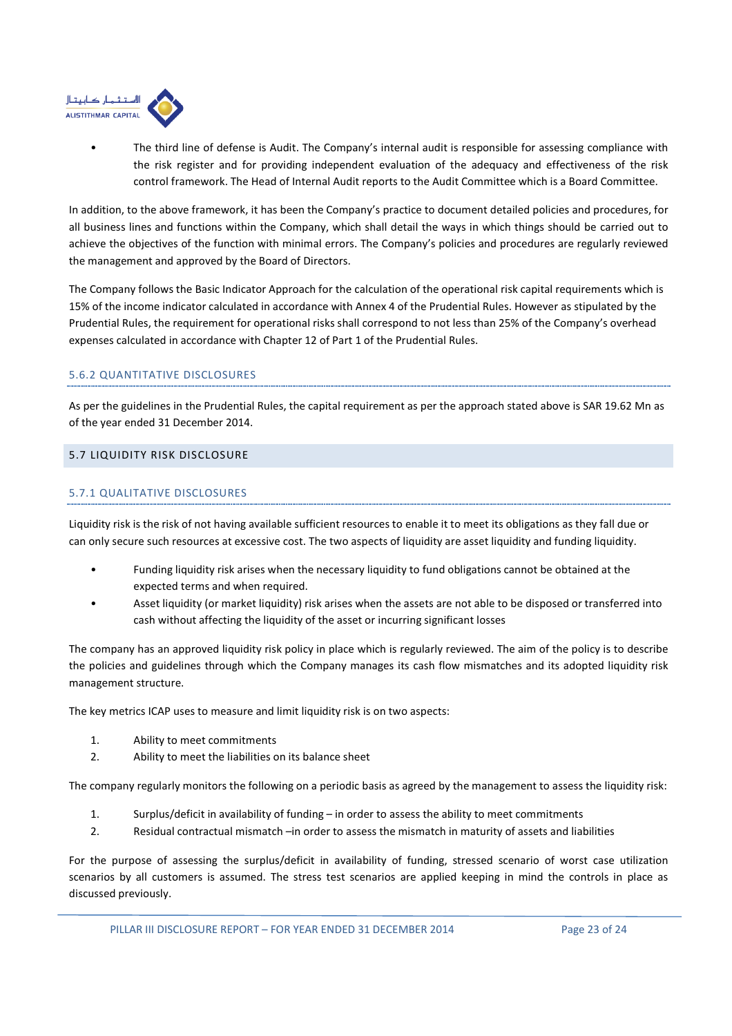- The third line of defense is Audit. The Company's internal audit is responsible for assessing compliance with the risk register and for providing independent evaluation of the adequacy and effectiveness of the risk control framework. The Head of Internal Audit reports to the Audit Committee which is a Board Committee.

In addition, to the above framework, it has been the Company's practice to document detailed policies and procedures, for all business lines and functions within the Company, which shall detail the ways in which things should be carried out to achieve the objectives of the function with minimal errors. The Company's policies and procedures are regularly reviewed the management and approved by the Board of Directors.

The Company follows the Basic Indicator Approach for the calculation of the operational risk capital requirements which is 15% of the income indicator calculated in accordance with Annex 4 of the Prudential Rules. However as stipulated by the Prudential Rules, the requirement for operational risks shall correspond to not less than 25% of the Company's overhead expenses calculated in accordance with Chapter 12 of Part 1 of the Prudential Rules.

### 5.6.2 QUANTITATIVE DISCLOSURES

As per the guidelines in the Prudential Rules, the capital requirement as per the approach stated above is SAR 19.62 Mn as of the year ended 31 December 2014.

## 5.7 LIQUIDITY RISK DISCLOSURE

### 5.7.1 QUALITATIVE DISCLOSURES

Liquidity risk is the risk of not having available sufficient resources to enable it to meet its obligations as they fall due or can only secure such resources at excessive cost. The two aspects of liquidity are asset liquidity and funding liquidity.

- Funding liquidity risk arises when the necessary liquidity to fund obligations cannot be obtained at the expected terms and when required.
- Asset liquidity (or market liquidity) risk arises when the assets are not able to be disposed or transferred into cash without affecting the liquidity of the asset or incurring significant losses

The company has an approved liquidity risk policy in place which is regularly reviewed. The aim of the policy is to describe the policies and guidelines through which the Company manages its cash flow mismatches and its adopted liquidity risk management structure.

The key metrics ICAP uses to measure and limit liquidity risk is on two aspects:

1. Ability to meet commitments
2. Ability to meet the liabilities on its balance sheet

The company regularly monitors the following on a periodic basis as agreed by the management to assess the liquidity risk:

1. Surplus/deficit in availability of funding – in order to assess the ability to meet commitments
2. Residual contractual mismatch –in order to assess the mismatch in maturity of assets and liabilities

For the purpose of assessing the surplus/deficit in availability of funding, stressed scenario of worst case utilization scenarios by all customers is assumed. The stress test scenarios are applied keeping in mind the controls in place as discussed previously.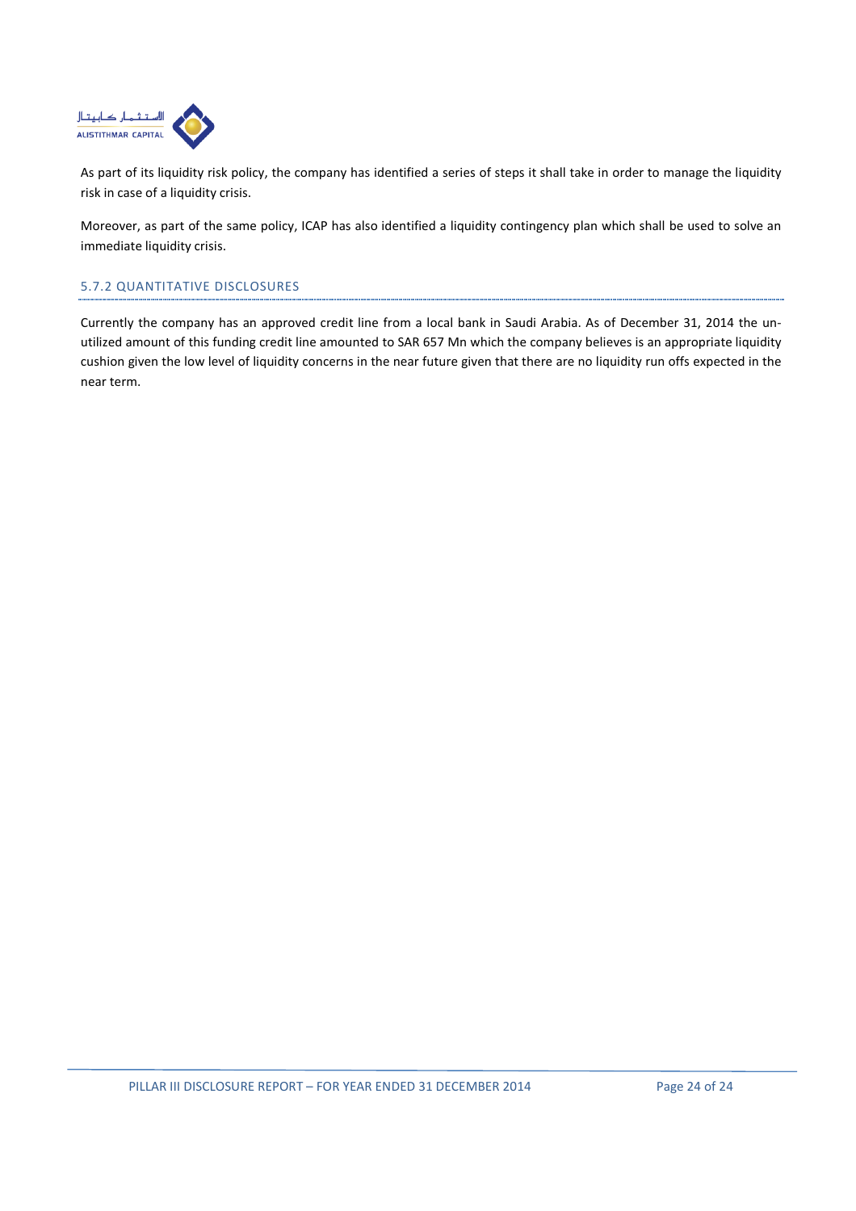As part of its liquidity risk policy, the company has identified a series of steps it shall take in order to manage the liquidity risk in case of a liquidity crisis.

Moreover, as part of the same policy, ICAP has also identified a liquidity contingency plan which shall be used to solve an immediate liquidity crisis.

### 5.7.2 QUANTITATIVE DISCLOSURES

Currently the company has an approved credit line from a local bank in Saudi Arabia. As of December 31, 2014 the un-utilized amount of this funding credit line amounted to SAR 657 Mn which the company believes is an appropriate liquidity cushion given the low level of liquidity concerns in the near future given that there are no liquidity run offs expected in the near term.